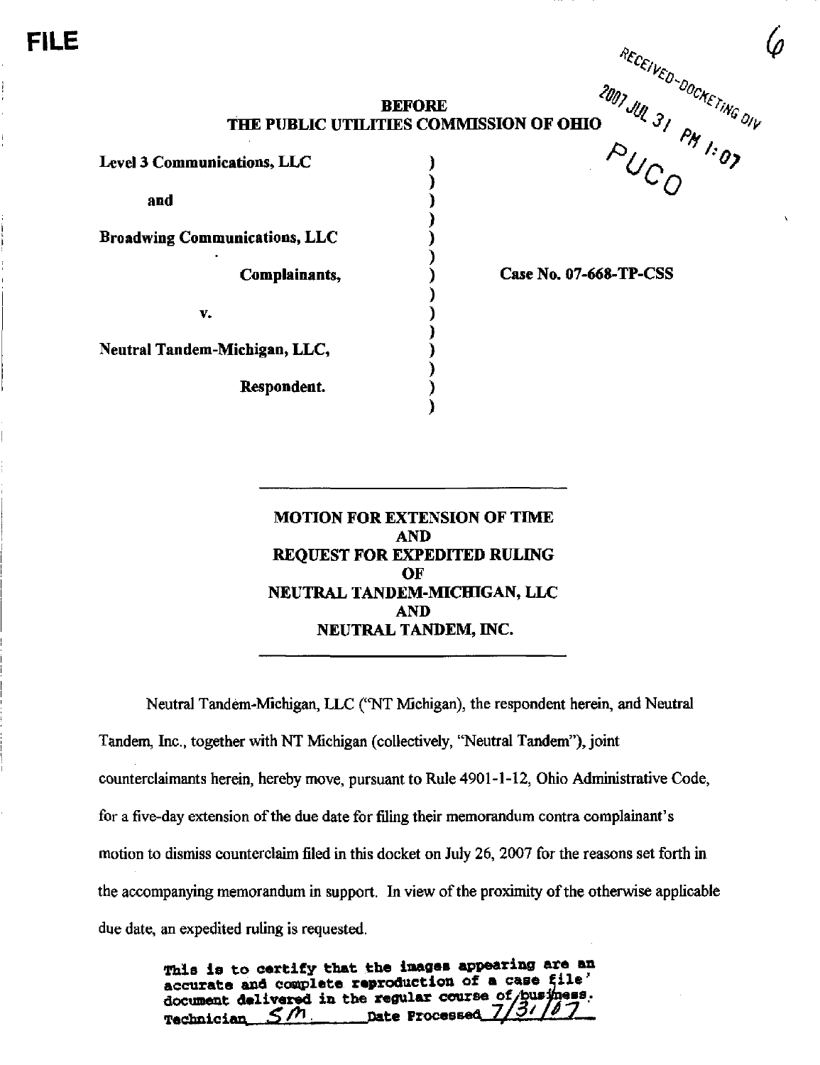FILE

RECEIVED-DOCKETING DIV
2007 JUL 31 PM 1:07
PUCO

**BEFORE**
**THE PUBLIC UTILITIES COMMISSION OF OHIO**

| | | |
|---|---|---|
| **Level 3 Communications, LLC** | ) | |
| | ) | |
| **and** | ) | |
| | ) | |
| **Broadwing Communications, LLC** | ) | |
| | ) | |
| **Complainants,** | ) | **Case No. 07-668-TP-CSS** |
| | ) | |
| **v.** | ) | |
| | ) | |
| **Neutral Tandem-Michigan, LLC,** | ) | |
| | ) | |
| **Respondent.** | ) | |
| | ) | |

---

**MOTION FOR EXTENSION OF TIME**
**AND**
**REQUEST FOR EXPEDITED RULING**
**OF**
**NEUTRAL TANDEM-MICHIGAN, LLC**
**AND**
**NEUTRAL TANDEM, INC.**

---

Neutral Tandem-Michigan, LLC ("NT Michigan), the respondent herein, and Neutral Tandem, Inc., together with NT Michigan (collectively, "Neutral Tandem"), joint counterclaimants herein, hereby move, pursuant to Rule 4901-1-12, Ohio Administrative Code, for a five-day extension of the due date for filing their memorandum contra complainant's motion to dismiss counterclaim filed in this docket on July 26, 2007 for the reasons set forth in the accompanying memorandum in support. In view of the proximity of the otherwise applicable due date, an expedited ruling is requested.

This is to certify that the images appearing are an accurate and complete reproduction of a case file document delivered in the regular course of business. Technician SM Date Processed 7/31/07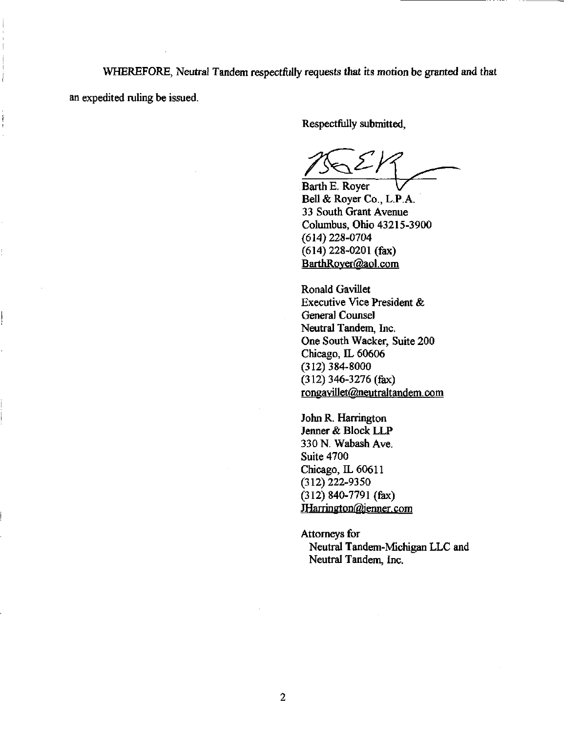WHEREFORE, Neutral Tandem respectfully requests that its motion be granted and that an expedited ruling be issued.

Respectfully submitted,

Barth E. Royer
Bell & Royer Co., L.P.A.
33 South Grant Avenue
Columbus, Ohio 43215-3900
(614) 228-0704
(614) 228-0201 (fax)
BarthRoyer@aol.com

Ronald Gavillet
Executive Vice President &
General Counsel
Neutral Tandem, Inc.
One South Wacker, Suite 200
Chicago, IL 60606
(312) 384-8000
(312) 346-3276 (fax)
rongavillet@neutraltandem.com

John R. Harrington
Jenner & Block LLP
330 N. Wabash Ave.
Suite 4700
Chicago, IL 60611
(312) 222-9350
(312) 840-7791 (fax)
JHarrington@jenner.com

Attorneys for
Neutral Tandem-Michigan LLC and
Neutral Tandem, Inc.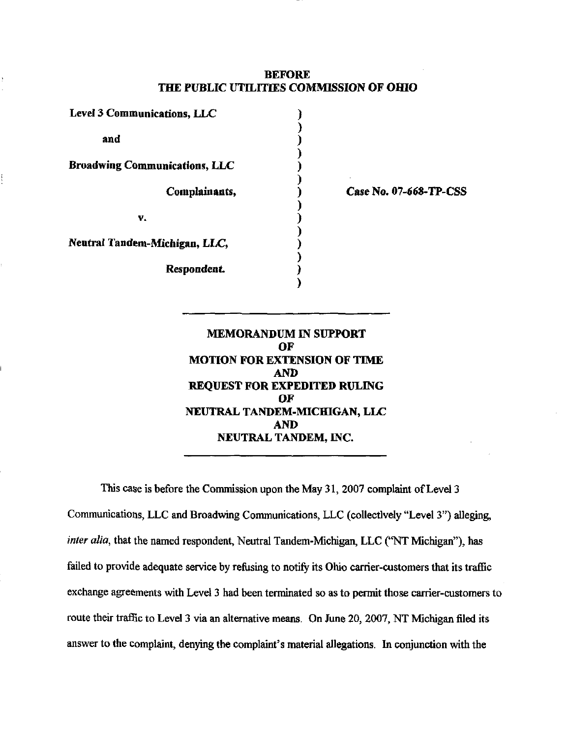**BEFORE**
**THE PUBLIC UTILITIES COMMISSION OF OHIO**

| | | |
|---|---|---|
| **Level 3 Communications, LLC** | ) | |
| **and** | ) | |
| **Broadwing Communications, LLC** | ) | |
| **Complainants,** | ) | **Case No. 07-668-TP-CSS** |
| **v.** | ) | |
| ***Neutral Tandem-Michigan, LLC,*** | ) | |
| **Respondent.** | ) | |

---

**MEMORANDUM IN SUPPORT**
**OF**
**MOTION FOR EXTENSION OF TIME**
**AND**
**REQUEST FOR EXPEDITED RULING**
**OF**
**NEUTRAL TANDEM-MICHIGAN, LLC**
**AND**
**NEUTRAL TANDEM, INC.**

---

This case is before the Commission upon the May 31, 2007 complaint of Level 3 Communications, LLC and Broadwing Communications, LLC (collectively "Level 3") alleging, *inter alia*, that the named respondent, Neutral Tandem-Michigan, LLC ("NT Michigan"), has failed to provide adequate service by refusing to notify its Ohio carrier-customers that its traffic exchange agreements with Level 3 had been terminated so as to permit those carrier-customers to route their traffic to Level 3 via an alternative means. On June 20, 2007, NT Michigan filed its answer to the complaint, denying the complaint's material allegations. In conjunction with the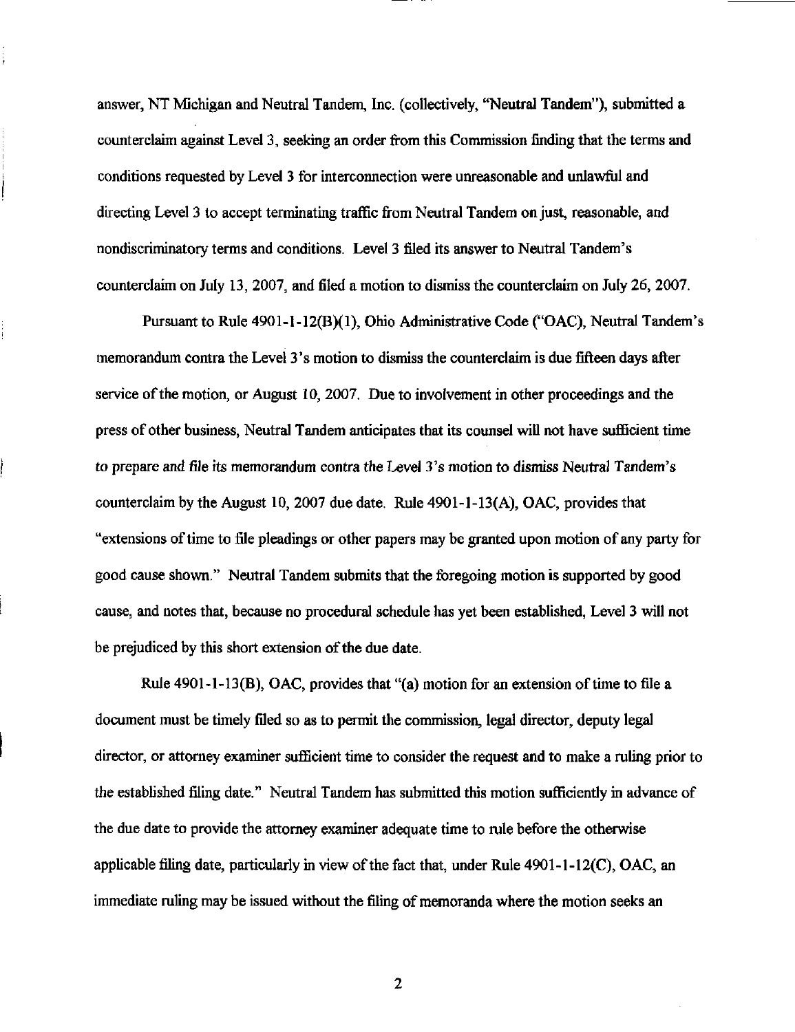answer, NT Michigan and Neutral Tandem, Inc. (collectively, "Neutral Tandem"), submitted a counterclaim against Level 3, seeking an order from this Commission finding that the terms and conditions requested by Level 3 for interconnection were unreasonable and unlawful and directing Level 3 to accept terminating traffic from Neutral Tandem on just, reasonable, and nondiscriminatory terms and conditions. Level 3 filed its answer to Neutral Tandem's counterclaim on July 13, 2007, and filed a motion to dismiss the counterclaim on July 26, 2007.

Pursuant to Rule 4901-1-12(B)(1), Ohio Administrative Code ("OAC), Neutral Tandem's memorandum contra the Level 3's motion to dismiss the counterclaim is due fifteen days after service of the motion, or August 10, 2007. Due to involvement in other proceedings and the press of other business, Neutral Tandem anticipates that its counsel will not have sufficient time to prepare and file its memorandum contra the Level 3's motion to dismiss Neutral Tandem's counterclaim by the August 10, 2007 due date. Rule 4901-1-13(A), OAC, provides that "extensions of time to file pleadings or other papers may be granted upon motion of any party for good cause shown." Neutral Tandem submits that the foregoing motion is supported by good cause, and notes that, because no procedural schedule has yet been established, Level 3 will not be prejudiced by this short extension of the due date.

Rule 4901-1-13(B), OAC, provides that "(a) motion for an extension of time to file a document must be timely filed so as to permit the commission, legal director, deputy legal director, or attorney examiner sufficient time to consider the request and to make a ruling prior to the established filing date." Neutral Tandem has submitted this motion sufficiently in advance of the due date to provide the attorney examiner adequate time to rule before the otherwise applicable filing date, particularly in view of the fact that, under Rule 4901-1-12(C), OAC, an immediate ruling may be issued without the filing of memoranda where the motion seeks an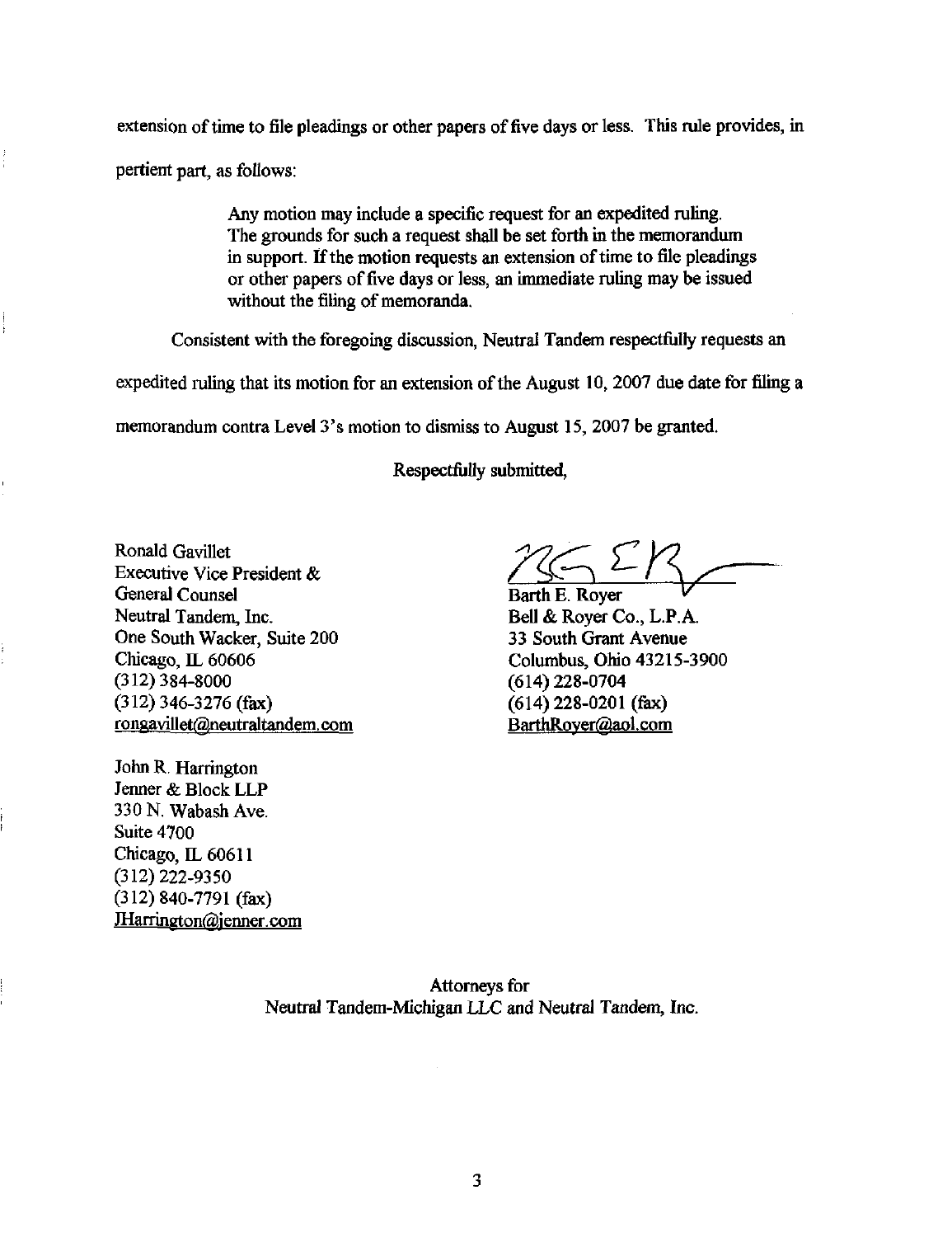extension of time to file pleadings or other papers of five days or less. This rule provides, in pertient part, as follows:

> Any motion may include a specific request for an expedited ruling. The grounds for such a request shall be set forth in the memorandum in support. If the motion requests an extension of time to file pleadings or other papers of five days or less, an immediate ruling may be issued without the filing of memoranda.

Consistent with the foregoing discussion, Neutral Tandem respectfully requests an expedited ruling that its motion for an extension of the August 10, 2007 due date for filing a memorandum contra Level 3's motion to dismiss to August 15, 2007 be granted.

Respectfully submitted,

Barth E. Royer
Bell & Royer Co., L.P.A.
33 South Grant Avenue
Columbus, Ohio 43215-3900
(614) 228-0704
(614) 228-0201 (fax)
BarthRoyer@aol.com

Ronald Gavillet
Executive Vice President &
General Counsel
Neutral Tandem, Inc.
One South Wacker, Suite 200
Chicago, IL 60606
(312) 384-8000
(312) 346-3276 (fax)
rongavillet@neutraltandem.com

John R. Harrington
Jenner & Block LLP
330 N. Wabash Ave.
Suite 4700
Chicago, IL 60611
(312) 222-9350
(312) 840-7791 (fax)
JHarrington@jenner.com

Attorneys for
Neutral Tandem-Michigan LLC and Neutral Tandem, Inc.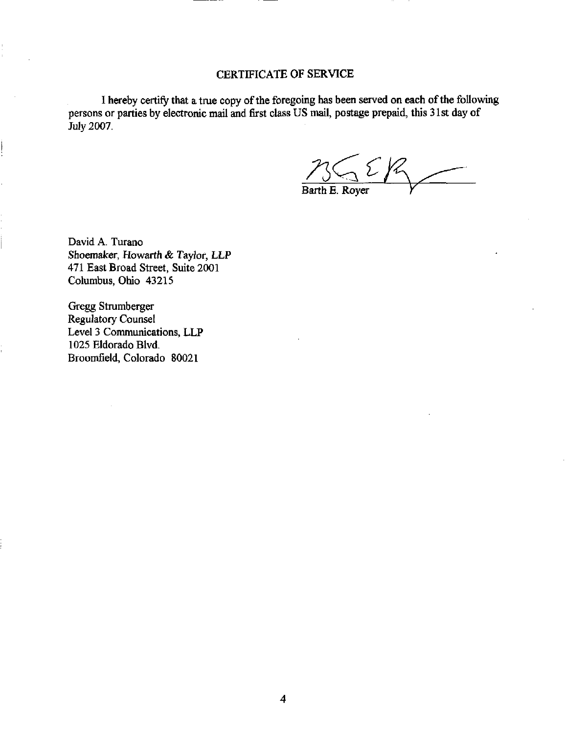## CERTIFICATE OF SERVICE

I hereby certify that a true copy of the foregoing has been served on each of the following persons or parties by electronic mail and first class US mail, postage prepaid, this 31st day of July 2007.

Barth E. Royer

David A. Turano
*Shoemaker, Howarth & Taylor, LLP*
471 East Broad Street, Suite 2001
Columbus, Ohio 43215

Gregg Strumberger
Regulatory Counsel
Level 3 Communications, LLP
1025 Eldorado Blvd.
Broomfield, Colorado 80021